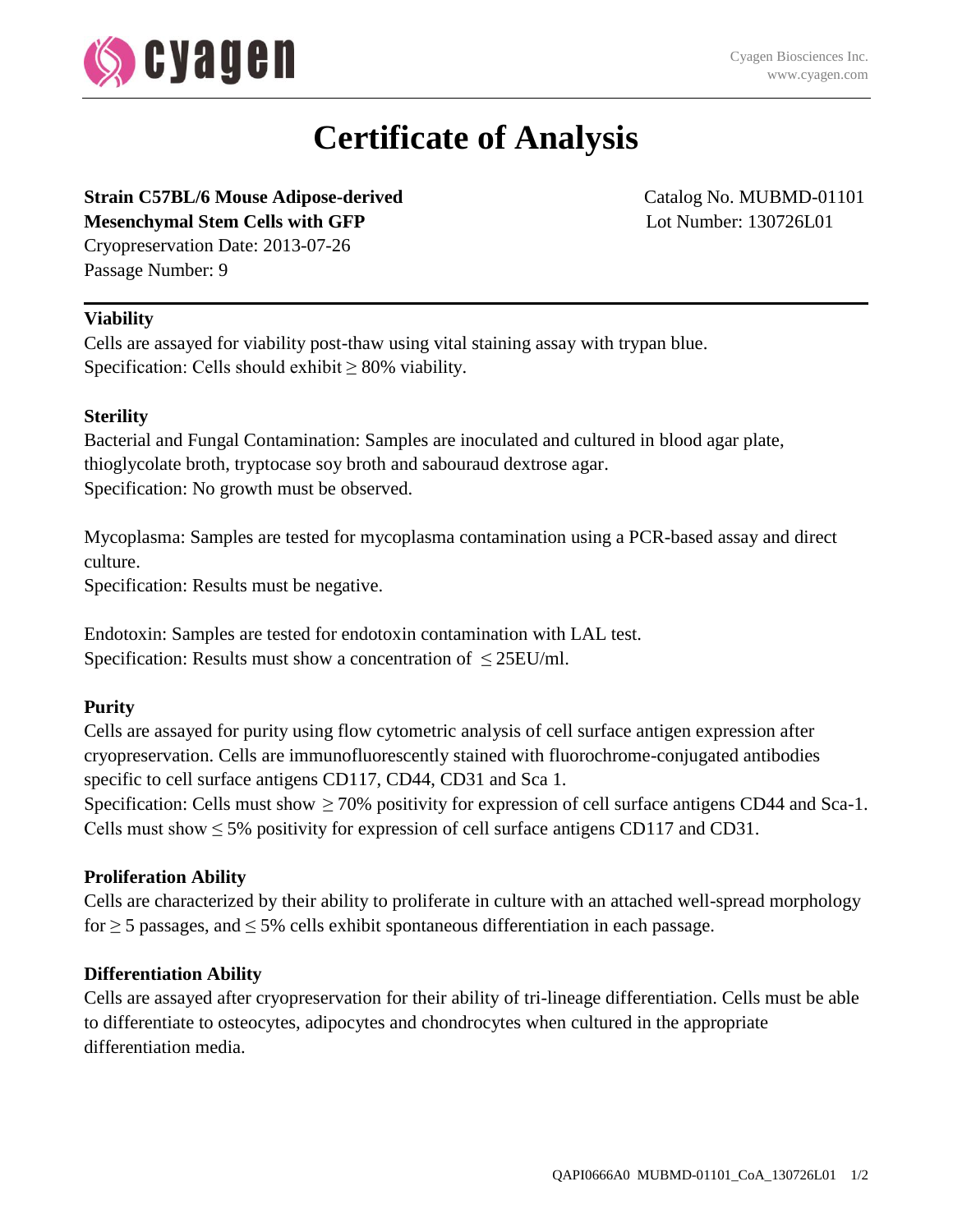# Certificate of Analysis

**Strain C57BL/6 Mouse Adipose-derived Mesenchymal Stem Cells with GFP**
Catalog No. MUBMD-01101
Lot Number: 130726L01
Cryopreservation Date: 2013-07-26
Passage Number: 9

---

**Viability**

Cells are assayed for viability post-thaw using vital staining assay with trypan blue.
Specification: Cells should exhibit ≥ 80% viability.

**Sterility**

Bacterial and Fungal Contamination: Samples are inoculated and cultured in blood agar plate, thioglycolate broth, tryptocase soy broth and sabouraud dextrose agar.
Specification: No growth must be observed.

Mycoplasma: Samples are tested for mycoplasma contamination using a PCR-based assay and direct culture.
Specification: Results must be negative.

Endotoxin: Samples are tested for endotoxin contamination with LAL test.
Specification: Results must show a concentration of ≤ 25EU/ml.

**Purity**

Cells are assayed for purity using flow cytometric analysis of cell surface antigen expression after cryopreservation. Cells are immunofluorescently stained with fluorochrome-conjugated antibodies specific to cell surface antigens CD117, CD44, CD31 and Sca 1.
Specification: Cells must show ≥ 70% positivity for expression of cell surface antigens CD44 and Sca-1. Cells must show ≤ 5% positivity for expression of cell surface antigens CD117 and CD31.

**Proliferation Ability**

Cells are characterized by their ability to proliferate in culture with an attached well-spread morphology for ≥ 5 passages, and ≤ 5% cells exhibit spontaneous differentiation in each passage.

**Differentiation Ability**

Cells are assayed after cryopreservation for their ability of tri-lineage differentiation. Cells must be able to differentiate to osteocytes, adipocytes and chondrocytes when cultured in the appropriate differentiation media.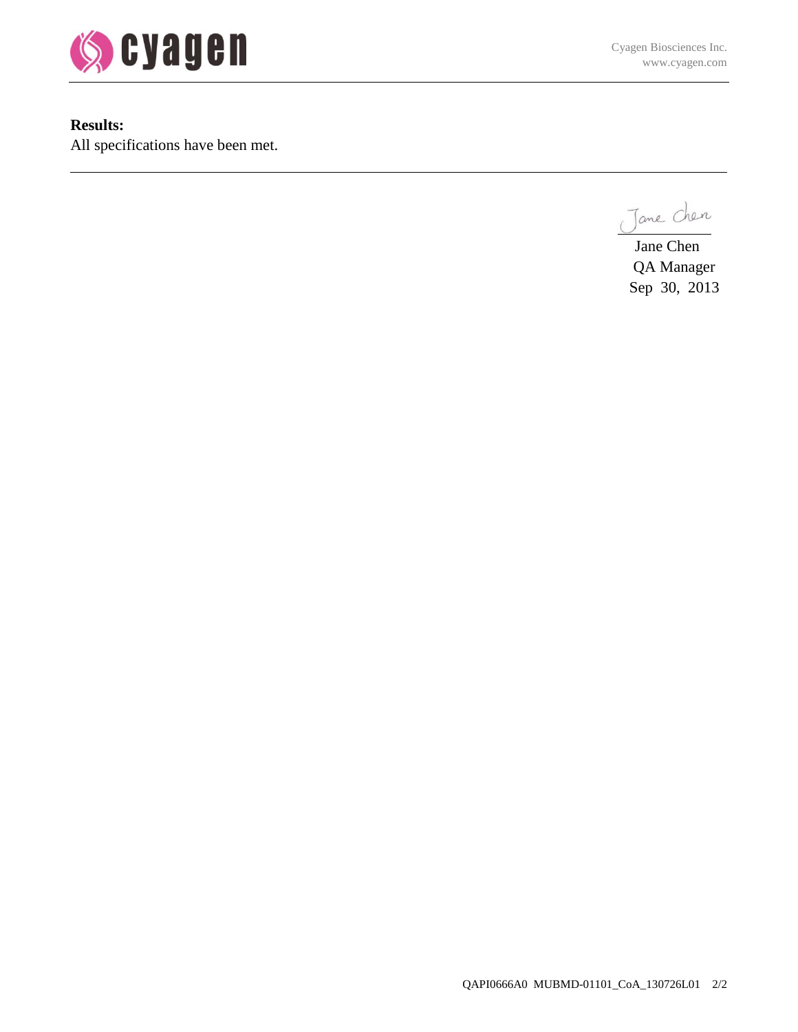**Results:**

All specifications have been met.

---

Jane Chen

Jane Chen
QA Manager
Sep 30, 2013